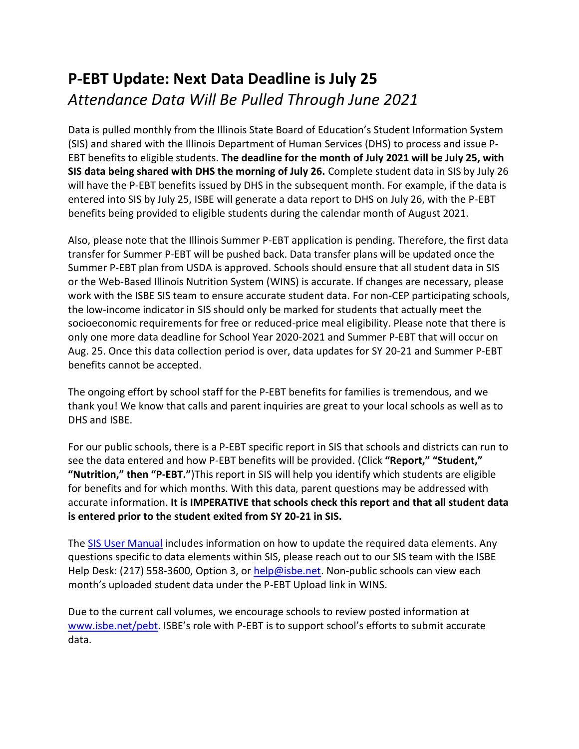# P-EBT Update: Next Data Deadline is July 25

*Attendance Data Will Be Pulled Through June 2021*

Data is pulled monthly from the Illinois State Board of Education's Student Information System (SIS) and shared with the Illinois Department of Human Services (DHS) to process and issue P-EBT benefits to eligible students. **The deadline for the month of July 2021 will be July 25, with SIS data being shared with DHS the morning of July 26.** Complete student data in SIS by July 26 will have the P-EBT benefits issued by DHS in the subsequent month. For example, if the data is entered into SIS by July 25, ISBE will generate a data report to DHS on July 26, with the P-EBT benefits being provided to eligible students during the calendar month of August 2021.

Also, please note that the Illinois Summer P-EBT application is pending. Therefore, the first data transfer for Summer P-EBT will be pushed back. Data transfer plans will be updated once the Summer P-EBT plan from USDA is approved. Schools should ensure that all student data in SIS or the Web-Based Illinois Nutrition System (WINS) is accurate. If changes are necessary, please work with the ISBE SIS team to ensure accurate student data. For non-CEP participating schools, the low-income indicator in SIS should only be marked for students that actually meet the socioeconomic requirements for free or reduced-price meal eligibility. Please note that there is only one more data deadline for School Year 2020-2021 and Summer P-EBT that will occur on Aug. 25. Once this data collection period is over, data updates for SY 20-21 and Summer P-EBT benefits cannot be accepted.

The ongoing effort by school staff for the P-EBT benefits for families is tremendous, and we thank you! We know that calls and parent inquiries are great to your local schools as well as to DHS and ISBE.

For our public schools, there is a P-EBT specific report in SIS that schools and districts can run to see the data entered and how P-EBT benefits will be provided. (Click **"Report," "Student," "Nutrition," then "P-EBT."**)This report in SIS will help you identify which students are eligible for benefits and for which months. With this data, parent questions may be addressed with accurate information. **It is IMPERATIVE that schools check this report and that all student data is entered prior to the student exited from SY 20-21 in SIS.**

The SIS User Manual includes information on how to update the required data elements. Any questions specific to data elements within SIS, please reach out to our SIS team with the ISBE Help Desk: (217) 558-3600, Option 3, or help@isbe.net. Non-public schools can view each month's uploaded student data under the P-EBT Upload link in WINS.

Due to the current call volumes, we encourage schools to review posted information at www.isbe.net/pebt. ISBE's role with P-EBT is to support school's efforts to submit accurate data.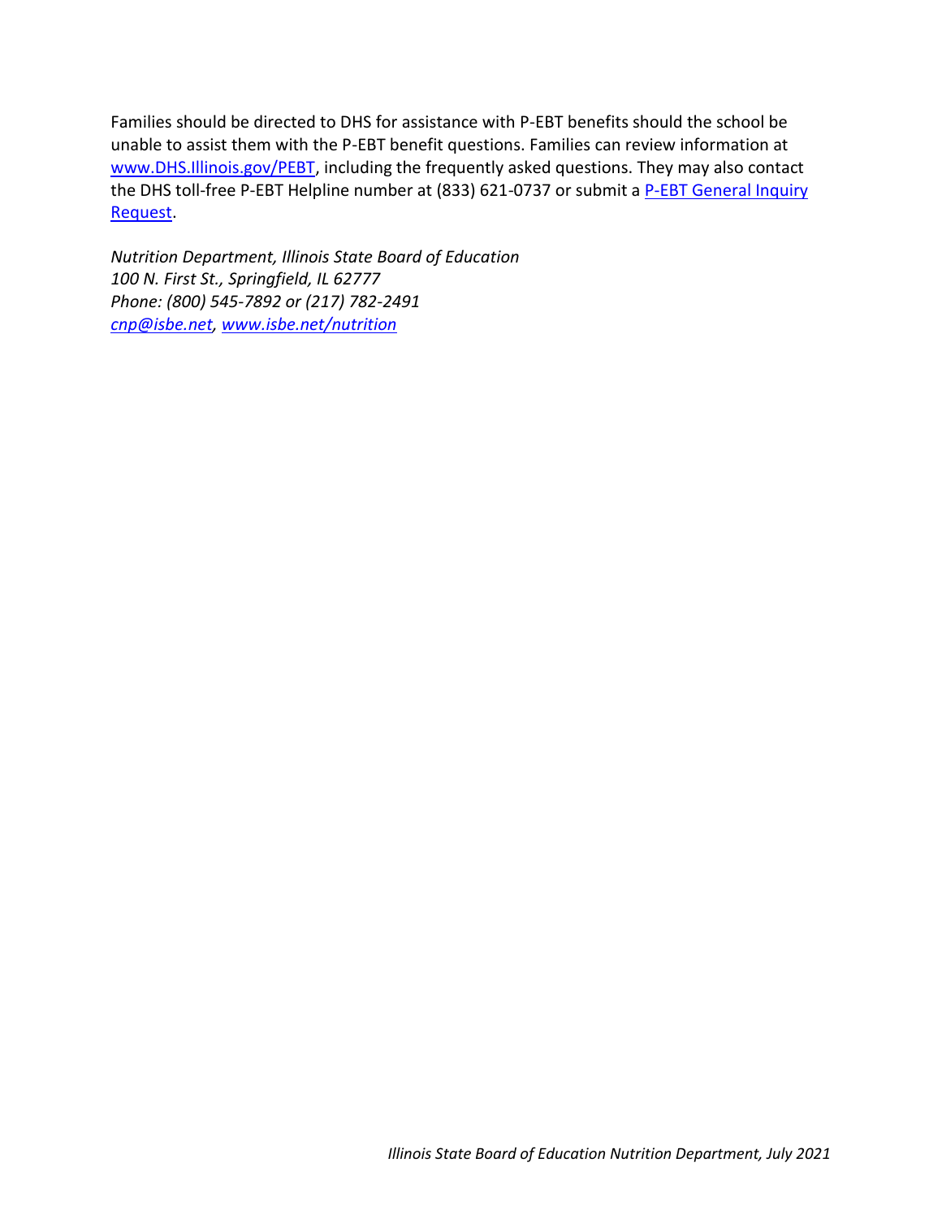Families should be directed to DHS for assistance with P-EBT benefits should the school be unable to assist them with the P-EBT benefit questions. Families can review information at www.DHS.Illinois.gov/PEBT, including the frequently asked questions. They may also contact the DHS toll-free P-EBT Helpline number at (833) 621-0737 or submit a P-EBT General Inquiry Request.

*Nutrition Department, Illinois State Board of Education*
*100 N. First St., Springfield, IL 62777*
*Phone: (800) 545-7892 or (217) 782-2491*
*cnp@isbe.net, www.isbe.net/nutrition*

*Illinois State Board of Education Nutrition Department, July 2021*